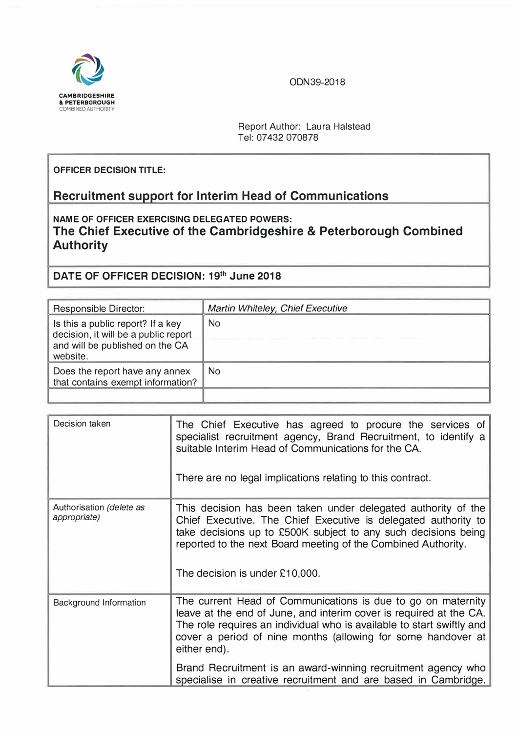CAMBRIDGESHIRE & PETERBOROUGH COMBINED AUTHORITY

ODN39-2018

Report Author: Laura Halstead
Tel: 07432 070878

| |
|---|
| **OFFICER DECISION TITLE:** |
| **Recruitment support for Interim Head of Communications** |
| **NAME OF OFFICER EXERCISING DELEGATED POWERS:** **The Chief Executive of the Cambridgeshire & Peterborough Combined Authority** |
| **DATE OF OFFICER DECISION: 19th June 2018** |

| | |
|---|---|
| Responsible Director: | *Martin Whiteley, Chief Executive* |
| Is this a public report? If a key decision, it will be a public report and will be published on the CA website. | No |
| Does the report have any annex that contains exempt information? | No |
| | |

| | |
|---|---|
| Decision taken | The Chief Executive has agreed to procure the services of specialist recruitment agency, Brand Recruitment, to identify a suitable Interim Head of Communications for the CA.<br><br>There are no legal implications relating to this contract. |
| Authorisation *(delete as appropriate)* | This decision has been taken under delegated authority of the Chief Executive. The Chief Executive is delegated authority to take decisions up to £500K subject to any such decisions being reported to the next Board meeting of the Combined Authority.<br><br>The decision is under £10,000. |
| Background Information | The current Head of Communications is due to go on maternity leave at the end of June, and interim cover is required at the CA. The role requires an individual who is available to start swiftly and cover a period of nine months (allowing for some handover at either end).<br><br>Brand Recruitment is an award-winning recruitment agency who specialise in creative recruitment and are based in Cambridge. |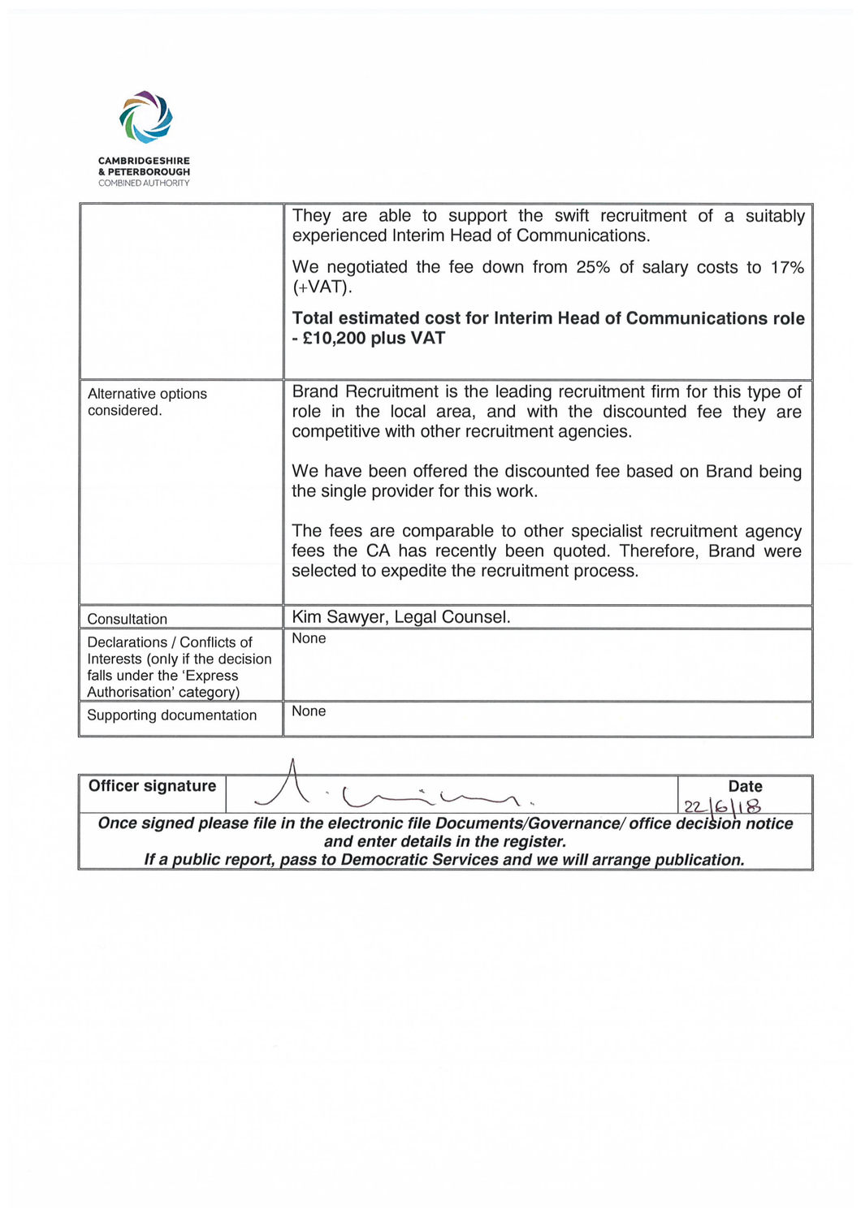CAMBRIDGESHIRE
& PETERBOROUGH
COMBINED AUTHORITY

| | |
|---|---|
| | They are able to support the swift recruitment of a suitably experienced Interim Head of Communications.<br><br>We negotiated the fee down from 25% of salary costs to 17% (+VAT).<br><br>**Total estimated cost for Interim Head of Communications role - £10,200 plus VAT** |
| Alternative options considered. | Brand Recruitment is the leading recruitment firm for this type of role in the local area, and with the discounted fee they are competitive with other recruitment agencies.<br><br>We have been offered the discounted fee based on Brand being the single provider for this work.<br><br>The fees are comparable to other specialist recruitment agency fees the CA has recently been quoted. Therefore, Brand were selected to expedite the recruitment process. |
| Consultation | Kim Sawyer, Legal Counsel. |
| Declarations / Conflicts of Interests (only if the decision falls under the 'Express Authorisation' category) | None |
| Supporting documentation | None |

| | | |
|---|---|---|
| **Officer signature** | [signature] | **Date** 22/6/18 |

***Once signed please file in the electronic file Documents/Governance/ office decision notice and enter details in the register.***
***If a public report, pass to Democratic Services and we will arrange publication.***